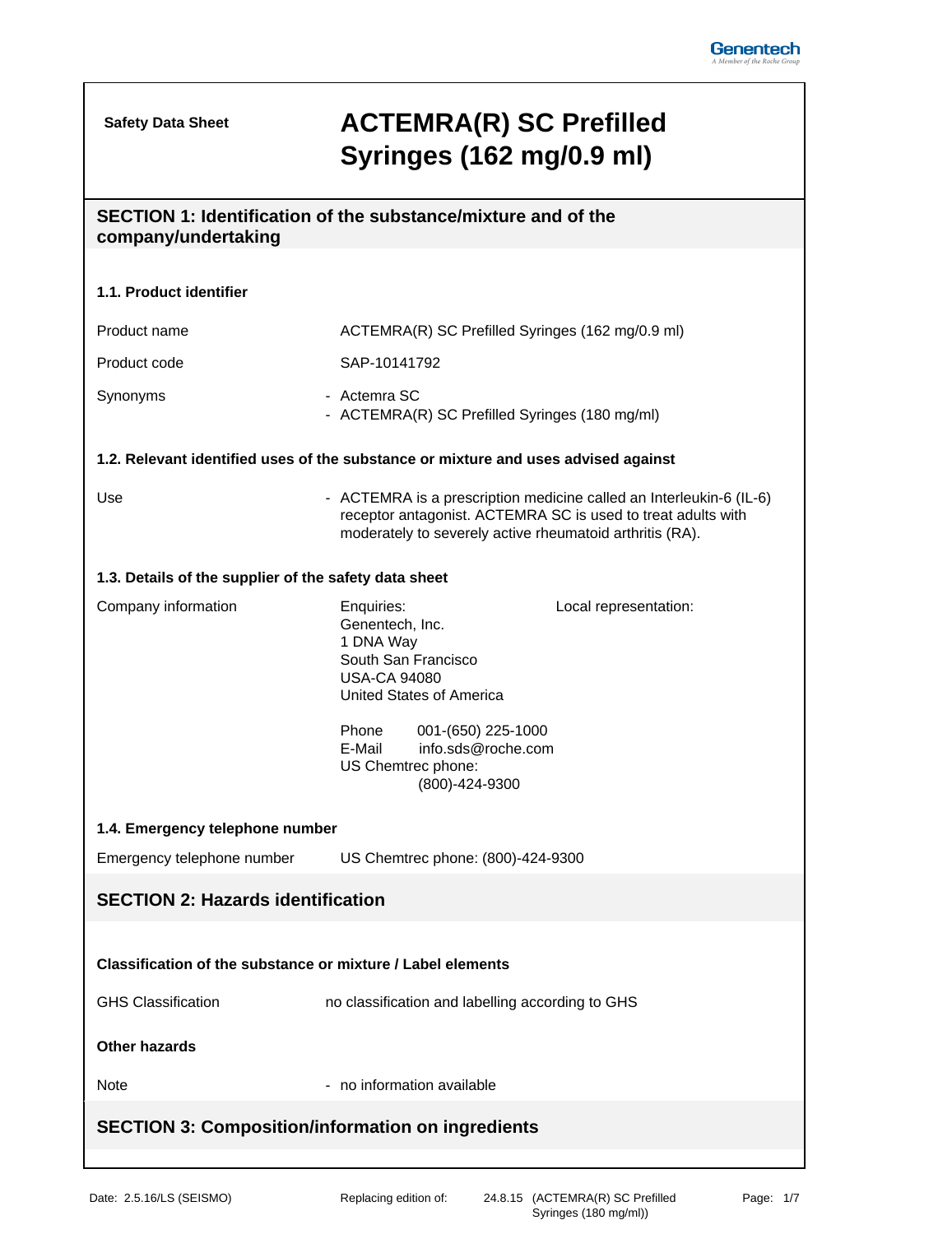**Safety Data Sheet**

# ACTEMRA(R) SC Prefilled Syringes (162 mg/0.9 ml)

## SECTION 1: Identification of the substance/mixture and of the company/undertaking

### 1.1. Product identifier

Product name: ACTEMRA(R) SC Prefilled Syringes (162 mg/0.9 ml)

Product code: SAP-10141792

Synonyms:
- Actemra SC
- ACTEMRA(R) SC Prefilled Syringes (180 mg/ml)

### 1.2. Relevant identified uses of the substance or mixture and uses advised against

Use:
- ACTEMRA is a prescription medicine called an Interleukin-6 (IL-6) receptor antagonist. ACTEMRA SC is used to treat adults with moderately to severely active rheumatoid arthritis (RA).

### 1.3. Details of the supplier of the safety data sheet

Company information:

Enquiries:
Genentech, Inc.
1 DNA Way
South San Francisco
USA-CA 94080
United States of America

Phone 001-(650) 225-1000
E-Mail info.sds@roche.com
US Chemtrec phone:
(800)-424-9300

Local representation:

### 1.4. Emergency telephone number

Emergency telephone number: US Chemtrec phone: (800)-424-9300

## SECTION 2: Hazards identification

### Classification of the substance or mixture / Label elements

GHS Classification: no classification and labelling according to GHS

### Other hazards

Note:
- no information available

## SECTION 3: Composition/information on ingredients

Date: 2.5.16/LS (SEISMO) Replacing edition of: 24.8.15 (ACTEMRA(R) SC Prefilled Syringes (180 mg/ml))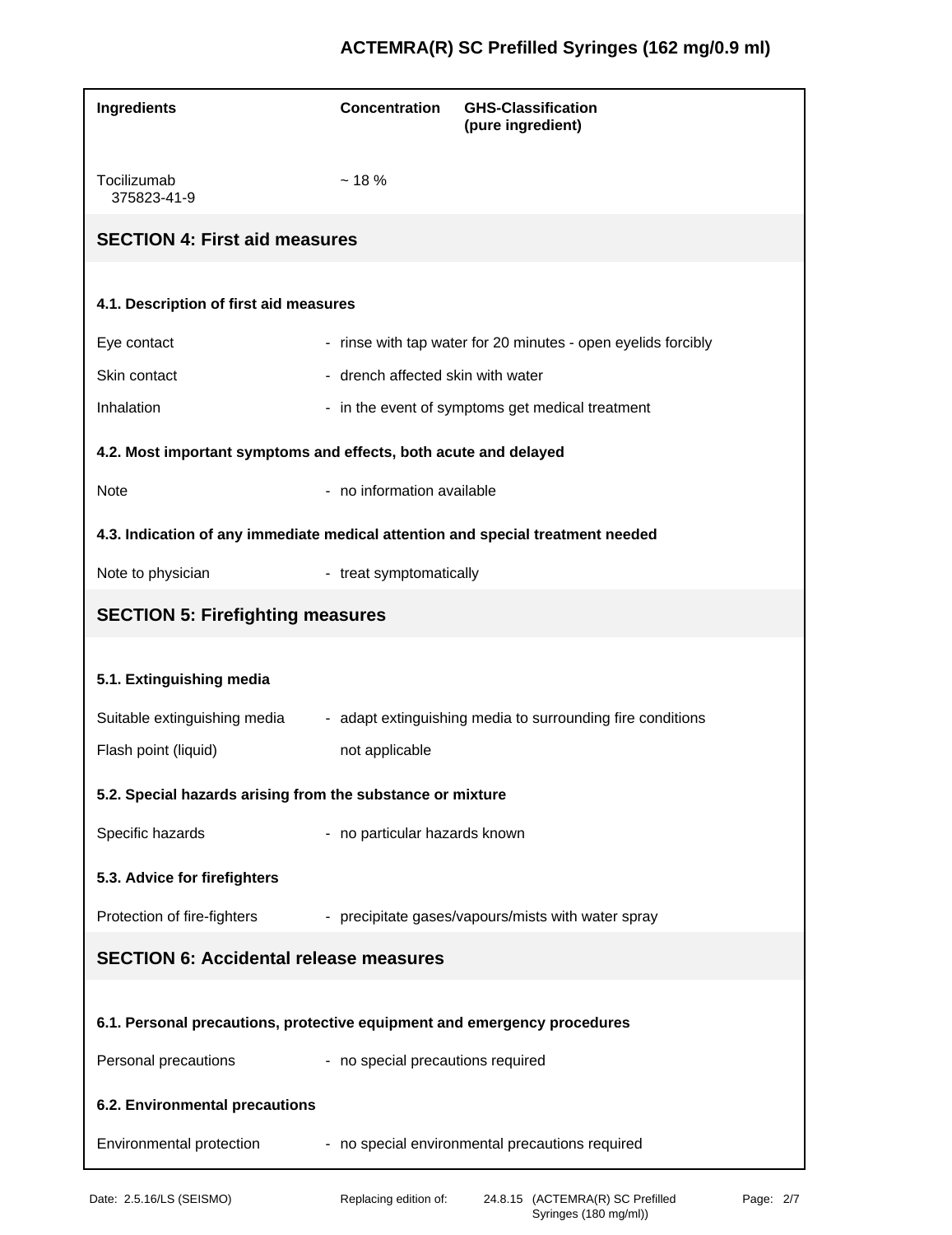| Ingredients | Concentration | GHS-Classification (pure ingredient) |
|---|---|---|
| Tocilizumab 375823-41-9 | ~ 18 % | |

## SECTION 4: First aid measures

### 4.1. Description of first aid measures

| | |
|---|---|
| Eye contact | - rinse with tap water for 20 minutes - open eyelids forcibly |
| Skin contact | - drench affected skin with water |
| Inhalation | - in the event of symptoms get medical treatment |

### 4.2. Most important symptoms and effects, both acute and delayed

| | |
|---|---|
| Note | - no information available |

### 4.3. Indication of any immediate medical attention and special treatment needed

| | |
|---|---|
| Note to physician | - treat symptomatically |

## SECTION 5: Firefighting measures

### 5.1. Extinguishing media

| | |
|---|---|
| Suitable extinguishing media | - adapt extinguishing media to surrounding fire conditions |
| Flash point (liquid) | not applicable |

### 5.2. Special hazards arising from the substance or mixture

| | |
|---|---|
| Specific hazards | - no particular hazards known |

### 5.3. Advice for firefighters

| | |
|---|---|
| Protection of fire-fighters | - precipitate gases/vapours/mists with water spray |

## SECTION 6: Accidental release measures

### 6.1. Personal precautions, protective equipment and emergency procedures

| | |
|---|---|
| Personal precautions | - no special precautions required |

### 6.2. Environmental precautions

| | |
|---|---|
| Environmental protection | - no special environmental precautions required |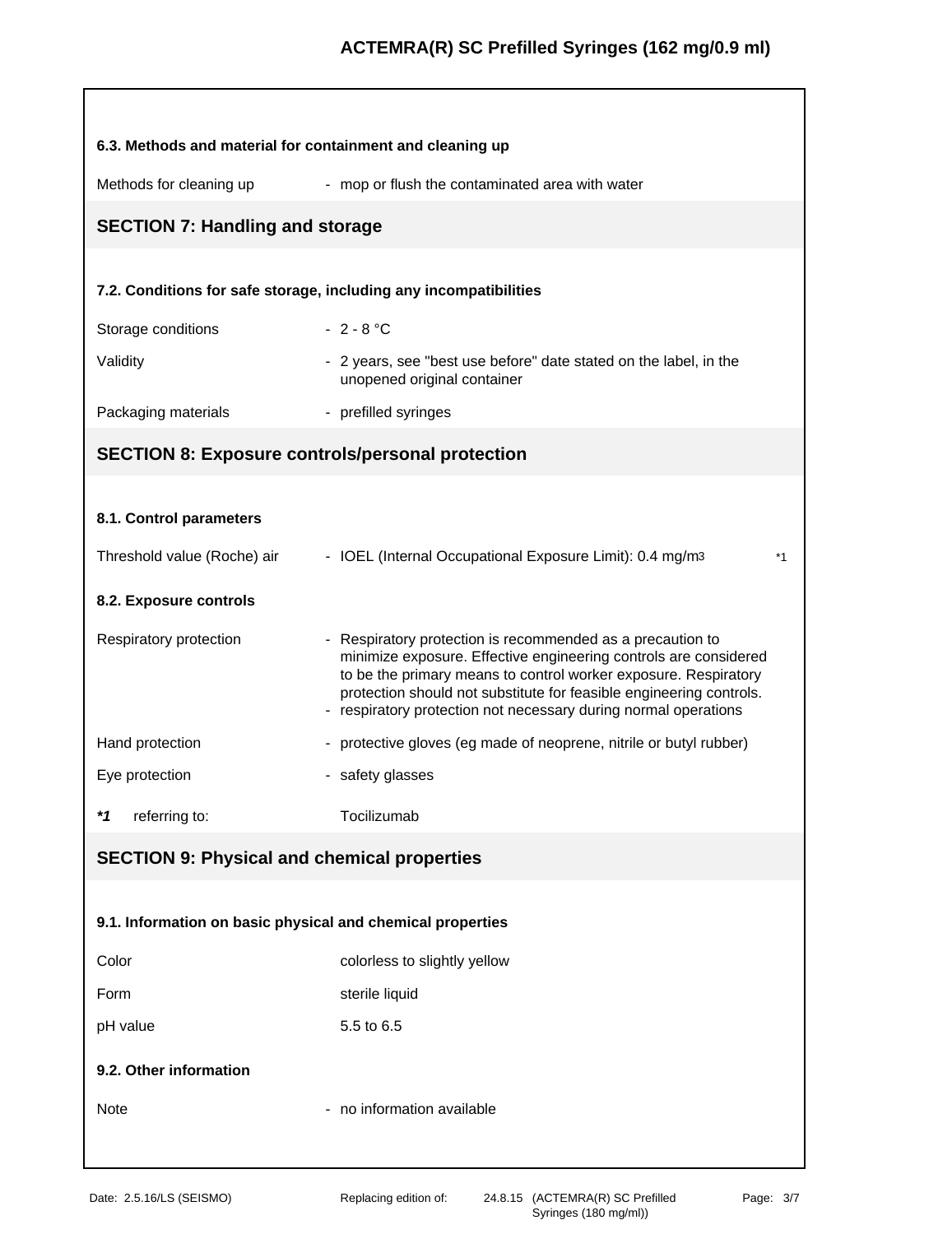### 6.3. Methods and material for containment and cleaning up

| | |
|---|---|
| Methods for cleaning up | - mop or flush the contaminated area with water |

## SECTION 7: Handling and storage

### 7.2. Conditions for safe storage, including any incompatibilities

| | |
|---|---|
| Storage conditions | - 2 - 8 °C |
| Validity | - 2 years, see "best use before" date stated on the label, in the unopened original container |
| Packaging materials | - prefilled syringes |

## SECTION 8: Exposure controls/personal protection

### 8.1. Control parameters

| | | |
|---|---|---|
| Threshold value (Roche) air | - IOEL (Internal Occupational Exposure Limit): 0.4 mg/m3 | *1 |

### 8.2. Exposure controls

| | |
|---|---|
| Respiratory protection | - Respiratory protection is recommended as a precaution to minimize exposure. Effective engineering controls are considered to be the primary means to control worker exposure. Respiratory protection should not substitute for feasible engineering controls.<br>- respiratory protection not necessary during normal operations |
| Hand protection | - protective gloves (eg made of neoprene, nitrile or butyl rubber) |
| Eye protection | - safety glasses |

***1** referring to: Tocilizumab

## SECTION 9: Physical and chemical properties

### 9.1. Information on basic physical and chemical properties

| | |
|---|---|
| Color | colorless to slightly yellow |
| Form | sterile liquid |
| pH value | 5.5 to 6.5 |

### 9.2. Other information

| | |
|---|---|
| Note | - no information available |

Date: 2.5.16/LS (SEISMO) Replacing edition of: 24.8.15 (ACTEMRA(R) SC Prefilled Syringes (180 mg/ml))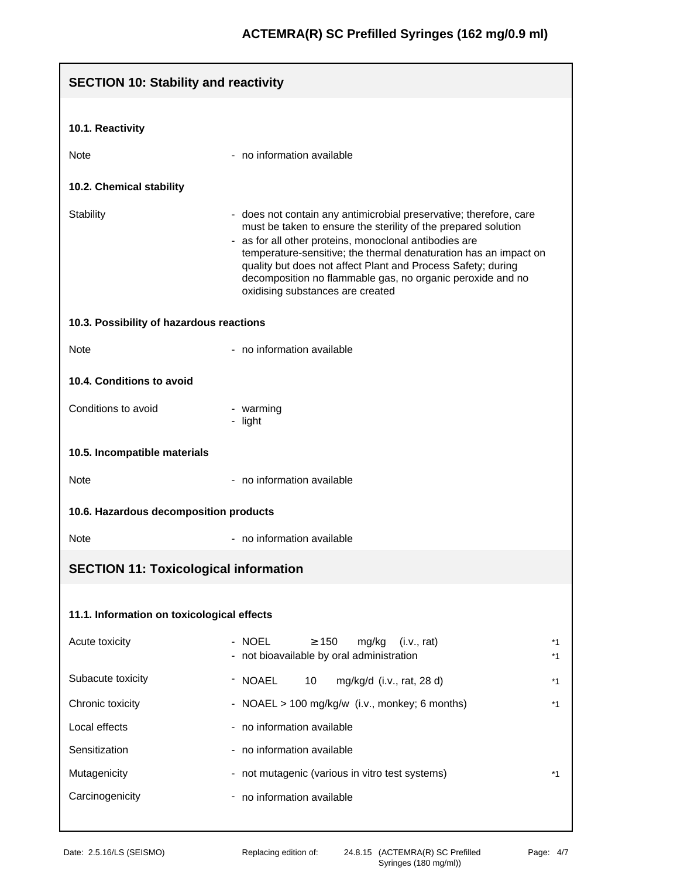## SECTION 10: Stability and reactivity

### 10.1. Reactivity

| | |
|---|---|
| Note | - no information available |

### 10.2. Chemical stability

| | |
|---|---|
| Stability | - does not contain any antimicrobial preservative; therefore, care must be taken to ensure the sterility of the prepared solution<br>- as for all other proteins, monoclonal antibodies are temperature-sensitive; the thermal denaturation has an impact on quality but does not affect Plant and Process Safety; during decomposition no flammable gas, no organic peroxide and no oxidising substances are created |

### 10.3. Possibility of hazardous reactions

| | |
|---|---|
| Note | - no information available |

### 10.4. Conditions to avoid

| | |
|---|---|
| Conditions to avoid | - warming<br>- light |

### 10.5. Incompatible materials

| | |
|---|---|
| Note | - no information available |

### 10.6. Hazardous decomposition products

| | |
|---|---|
| Note | - no information available |

## SECTION 11: Toxicological information

### 11.1. Information on toxicological effects

| | | |
|---|---|---|
| Acute toxicity | - NOEL ≥ 150 mg/kg (i.v., rat)<br>- not bioavailable by oral administration | *1<br>*1 |
| Subacute toxicity | - NOAEL 10 mg/kg/d (i.v., rat, 28 d) | *1 |
| Chronic toxicity | - NOAEL > 100 mg/kg/w (i.v., monkey; 6 months) | *1 |
| Local effects | - no information available | |
| Sensitization | - no information available | |
| Mutagenicity | - not mutagenic (various in vitro test systems) | *1 |
| Carcinogenicity | - no information available | |

Date: 2.5.16/LS (SEISMO) Replacing edition of: 24.8.15 (ACTEMRA(R) SC Prefilled Syringes (180 mg/ml))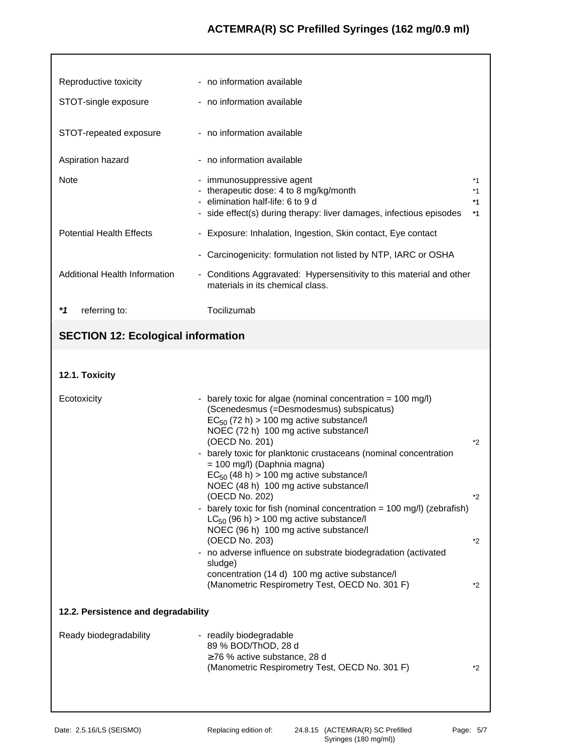| | | |
|---|---|---|
| Reproductive toxicity | - no information available | |
| STOT-single exposure | - no information available | |
| STOT-repeated exposure | - no information available | |
| Aspiration hazard | - no information available | |
| Note | - immunosuppressive agent | *1 |
| | - therapeutic dose: 4 to 8 mg/kg/month | *1 |
| | - elimination half-life: 6 to 9 d | *1 |
| | - side effect(s) during therapy: liver damages, infectious episodes | *1 |
| Potential Health Effects | - Exposure: Inhalation, Ingestion, Skin contact, Eye contact | |
| | - Carcinogenicity: formulation not listed by NTP, IARC or OSHA | |
| Additional Health Information | - Conditions Aggravated: Hypersensitivity to this material and other materials in its chemical class. | |

***1** referring to: Tocilizumab

## SECTION 12: Ecological information

### 12.1. Toxicity

| | | |
|---|---|---|
| Ecotoxicity | - barely toxic for algae (nominal concentration = 100 mg/l) (Scenedesmus (=Desmodesmus) subspicatus)<br>$EC_{50}$ (72 h) > 100 mg active substance/l<br>NOEC (72 h) 100 mg active substance/l<br>(OECD No. 201) | *2 |
| | - barely toxic for planktonic crustaceans (nominal concentration = 100 mg/l) (Daphnia magna)<br>$EC_{50}$ (48 h) > 100 mg active substance/l<br>NOEC (48 h) 100 mg active substance/l<br>(OECD No. 202) | *2 |
| | - barely toxic for fish (nominal concentration = 100 mg/l) (zebrafish)<br>$LC_{50}$ (96 h) > 100 mg active substance/l<br>NOEC (96 h) 100 mg active substance/l<br>(OECD No. 203) | *2 |
| | - no adverse influence on substrate biodegradation (activated sludge)<br>concentration (14 d) 100 mg active substance/l<br>(Manometric Respirometry Test, OECD No. 301 F) | *2 |

### 12.2. Persistence and degradability

| | | |
|---|---|---|
| Ready biodegradability | - readily biodegradable<br>89 % BOD/ThOD, 28 d<br>≥76 % active substance, 28 d<br>(Manometric Respirometry Test, OECD No. 301 F) | *2 |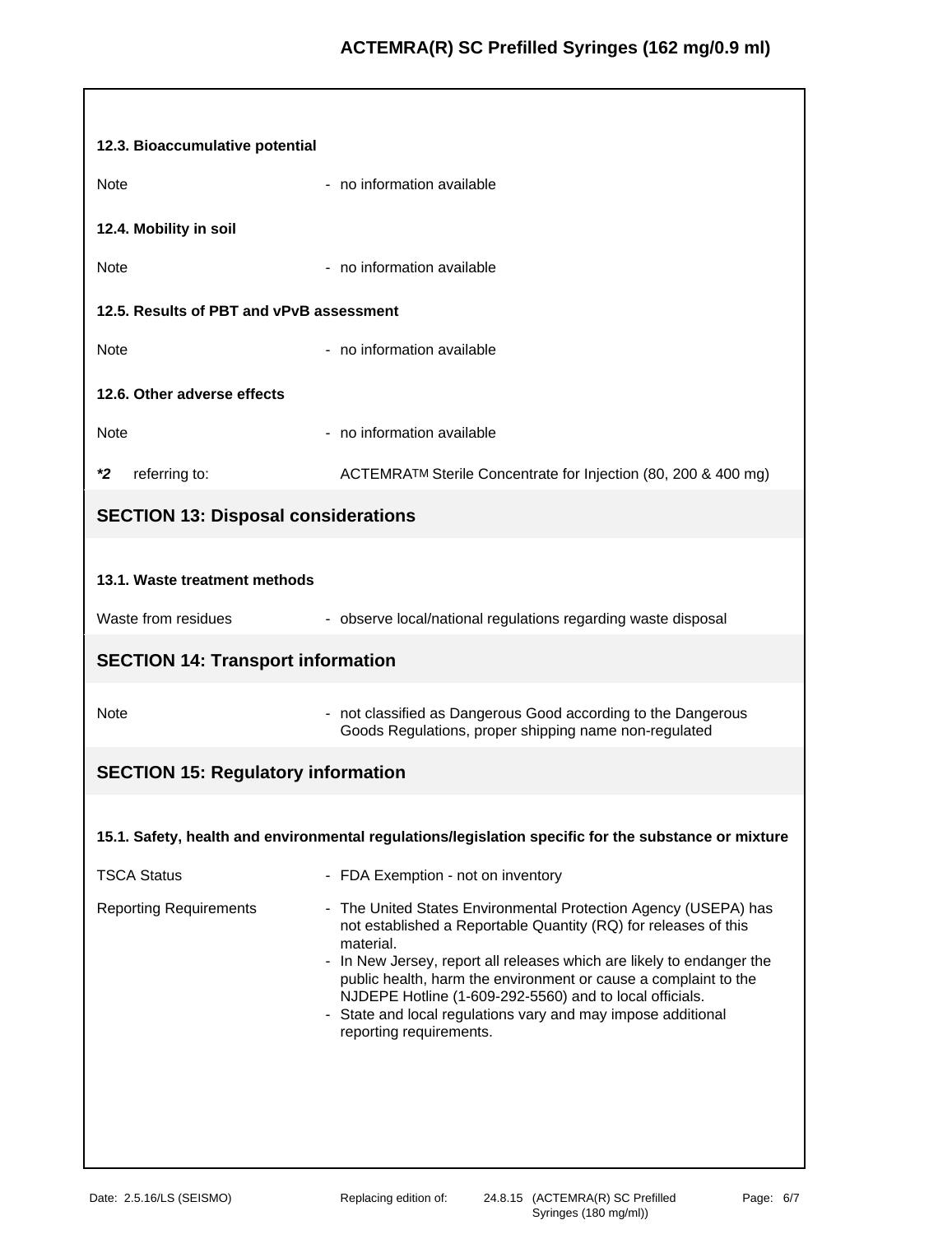### 12.3. Bioaccumulative potential

Note - no information available

### 12.4. Mobility in soil

Note - no information available

### 12.5. Results of PBT and vPvB assessment

Note - no information available

### 12.6. Other adverse effects

Note - no information available

***2** referring to: ACTEMRATM Sterile Concentrate for Injection (80, 200 & 400 mg)

## SECTION 13: Disposal considerations

### 13.1. Waste treatment methods

Waste from residues - observe local/national regulations regarding waste disposal

## SECTION 14: Transport information

Note - not classified as Dangerous Good according to the Dangerous Goods Regulations, proper shipping name non-regulated

## SECTION 15: Regulatory information

### 15.1. Safety, health and environmental regulations/legislation specific for the substance or mixture

TSCA Status - FDA Exemption - not on inventory

Reporting Requirements
- The United States Environmental Protection Agency (USEPA) has not established a Reportable Quantity (RQ) for releases of this material.
- In New Jersey, report all releases which are likely to endanger the public health, harm the environment or cause a complaint to the NJDEPE Hotline (1-609-292-5560) and to local officials.
- State and local regulations vary and may impose additional reporting requirements.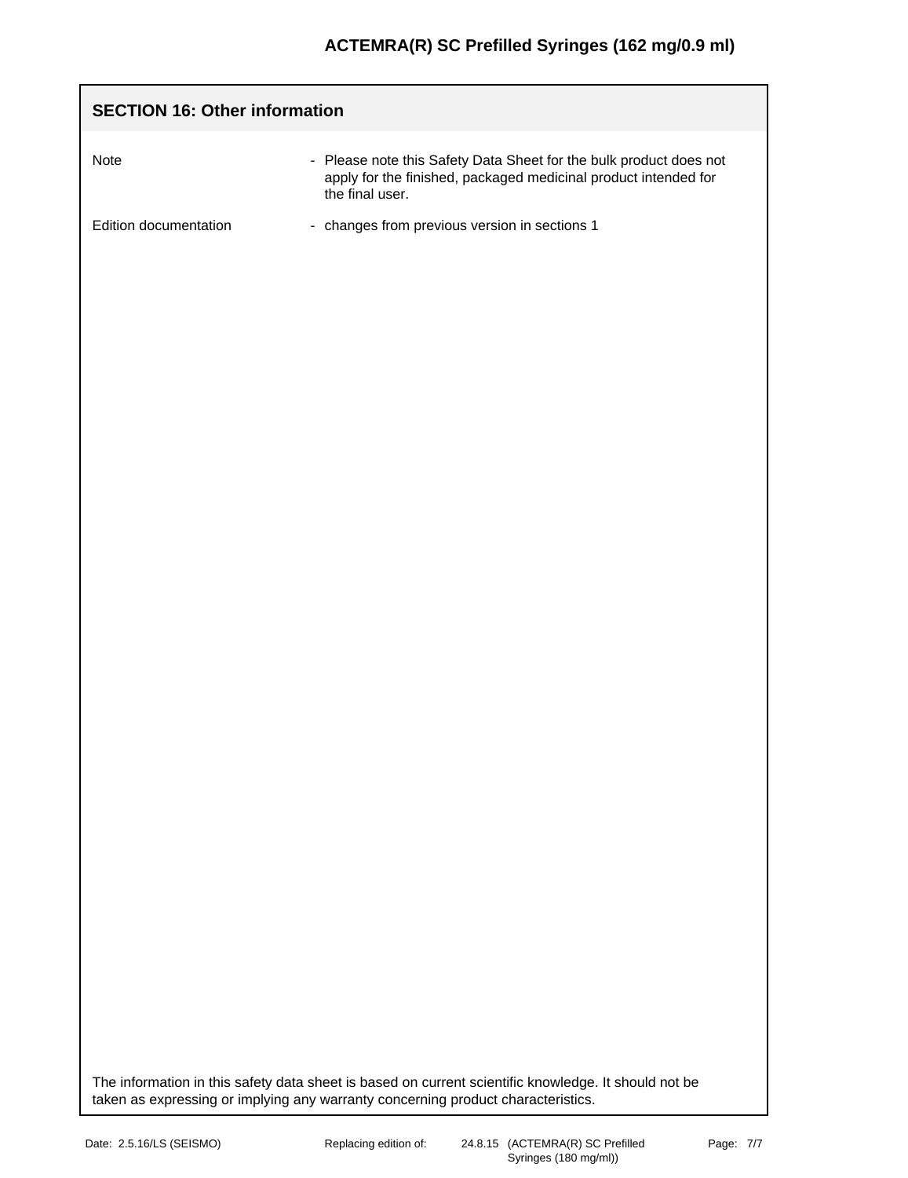## SECTION 16: Other information

| | |
|---|---|
| Note | - Please note this Safety Data Sheet for the bulk product does not apply for the finished, packaged medicinal product intended for the final user. |
| Edition documentation | - changes from previous version in sections 1 |

The information in this safety data sheet is based on current scientific knowledge. It should not be taken as expressing or implying any warranty concerning product characteristics.

Date: 2.5.16/LS (SEISMO) Replacing edition of: 24.8.15 (ACTEMRA(R) SC Prefilled Syringes (180 mg/ml))